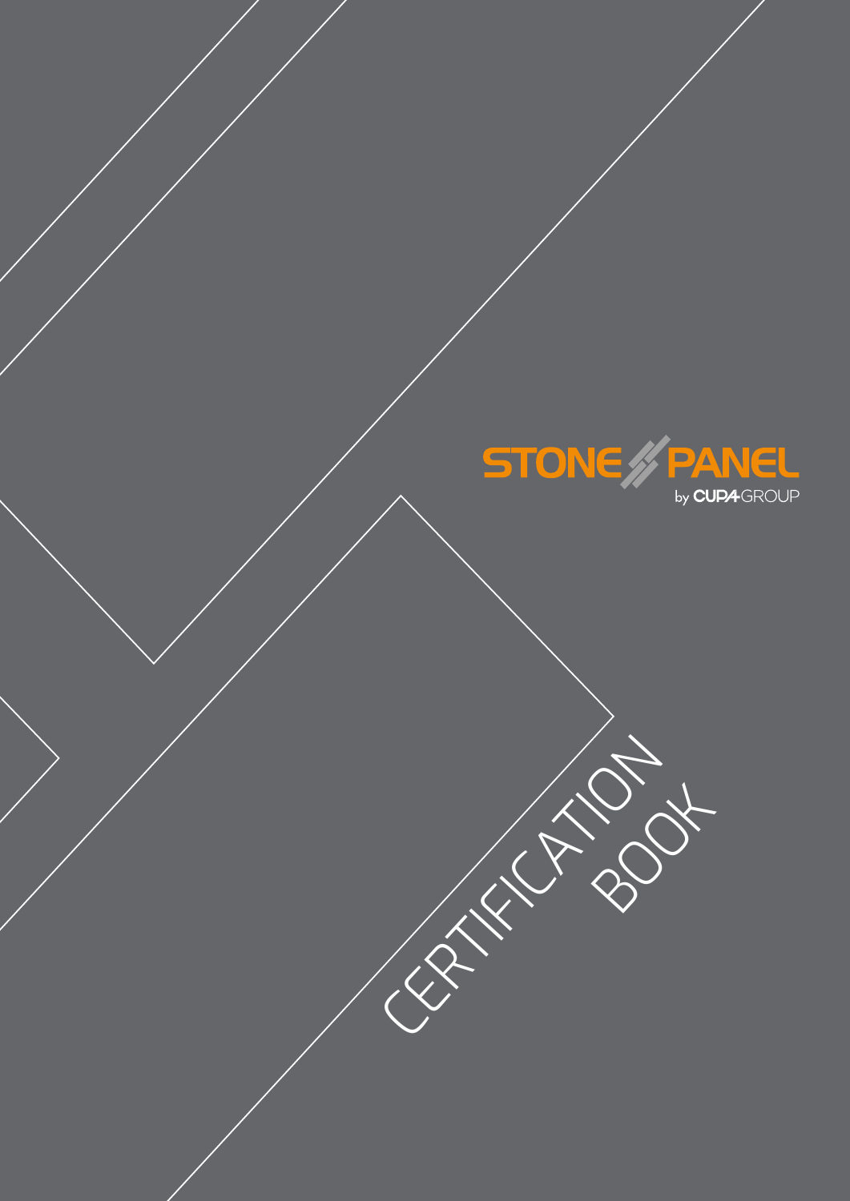STONE PANEL

by CUPA GROUP

# CERTIFICATION BOOK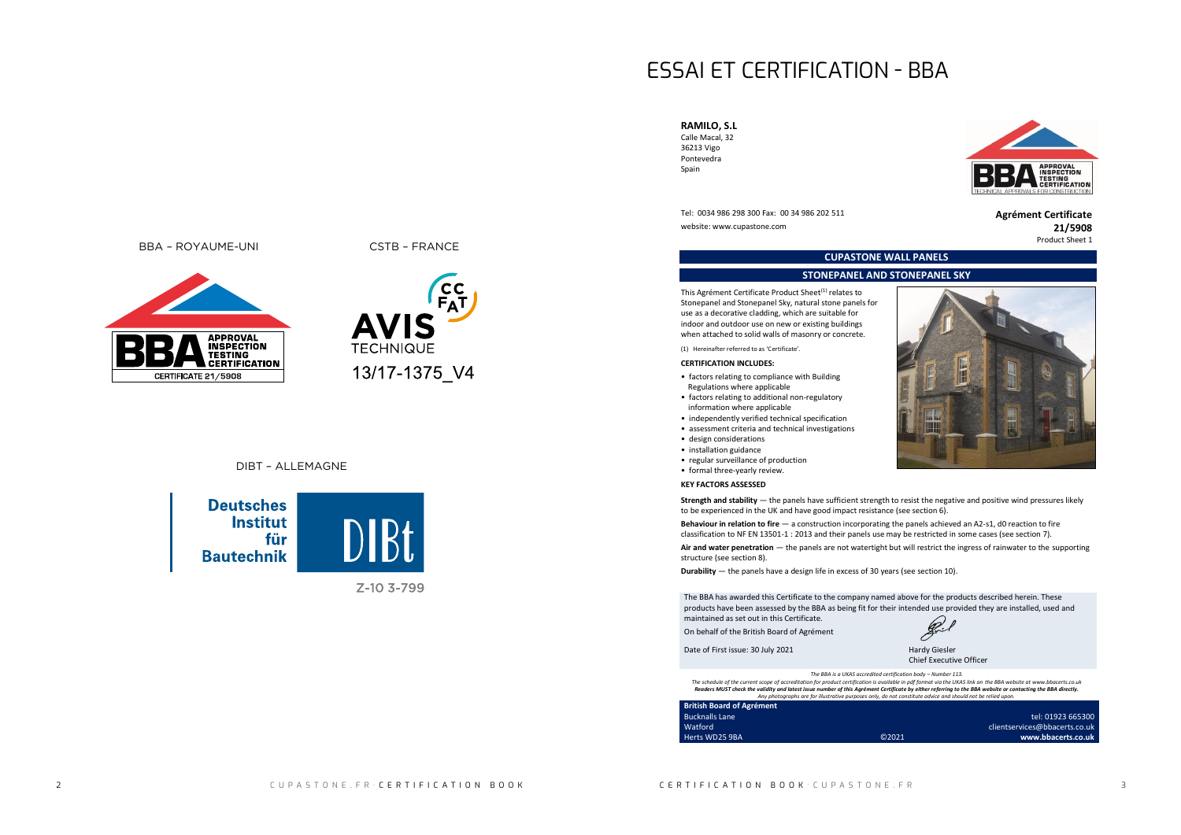BBA – ROYAUME-UNI

CERTIFICATE 21/5908

CSTB – FRANCE

AVIS TECHNIQUE

13/17-1375_V4

DIBT – ALLEMAGNE

Deutsches Institut für Bautechnik

DIBt

Z-10 3-799

# ESSAI ET CERTIFICATION - BBA

**RAMILO, S.L**
Calle Macal, 32
36213 Vigo
Pontevedra
Spain

Tel: 0034 986 298 300 Fax: 00 34 986 202 511
website: www.cupastone.com

**Agrément Certificate**
**21/5908**
Product Sheet 1

## CUPASTONE WALL PANELS

### STONEPANEL AND STONEPANEL SKY

This Agrément Certificate Product Sheet[1] relates to Stonepanel and Stonepanel Sky, natural stone panels for use as a decorative cladding, which are suitable for indoor and outdoor use on new or existing buildings when attached to solid walls of masonry or concrete.

(1) Hereinafter referred to as 'Certificate'.

**CERTIFICATION INCLUDES:**

- factors relating to compliance with Building Regulations where applicable
- factors relating to additional non-regulatory information where applicable
- independently verified technical specification
- assessment criteria and technical investigations
- design considerations
- installation guidance
- regular surveillance of production
- formal three-yearly review.

**KEY FACTORS ASSESSED**

**Strength and stability** — the panels have sufficient strength to resist the negative and positive wind pressures likely to be experienced in the UK and have good impact resistance (see section 6).

**Behaviour in relation to fire** — a construction incorporating the panels achieved an A2-s1, d0 reaction to fire classification to NF EN 13501-1 : 2013 and their panels use may be restricted in some cases (see section 7).

**Air and water penetration** — the panels are not watertight but will restrict the ingress of rainwater to the supporting structure (see section 8).

**Durability** — the panels have a design life in excess of 30 years (see section 10).

The BBA has awarded this Certificate to the company named above for the products described herein. These products have been assessed by the BBA as being fit for their intended use provided they are installed, used and maintained as set out in this Certificate.

On behalf of the British Board of Agrément

Date of First issue: 30 July 2021

Hardy Giesler
Chief Executive Officer

*The BBA is a UKAS accredited certification body – Number 113.*
*The schedule of the current scope of accreditation for product certification is available in pdf format via the UKAS link on the BBA website at www.bbacerts.co.uk*
***Readers MUST check the validity and latest issue number of this Agrément Certificate by either referring to the BBA website or contacting the BBA directly.***
*Any photographs are for illustrative purposes only, do not constitute advice and should not be relied upon.*

**British Board of Agrément**
Bucknalls Lane
Watford
Herts WD25 9BA

©2021

tel: 01923 665300
clientservices@bbacerts.co.uk
**www.bbacerts.co.uk**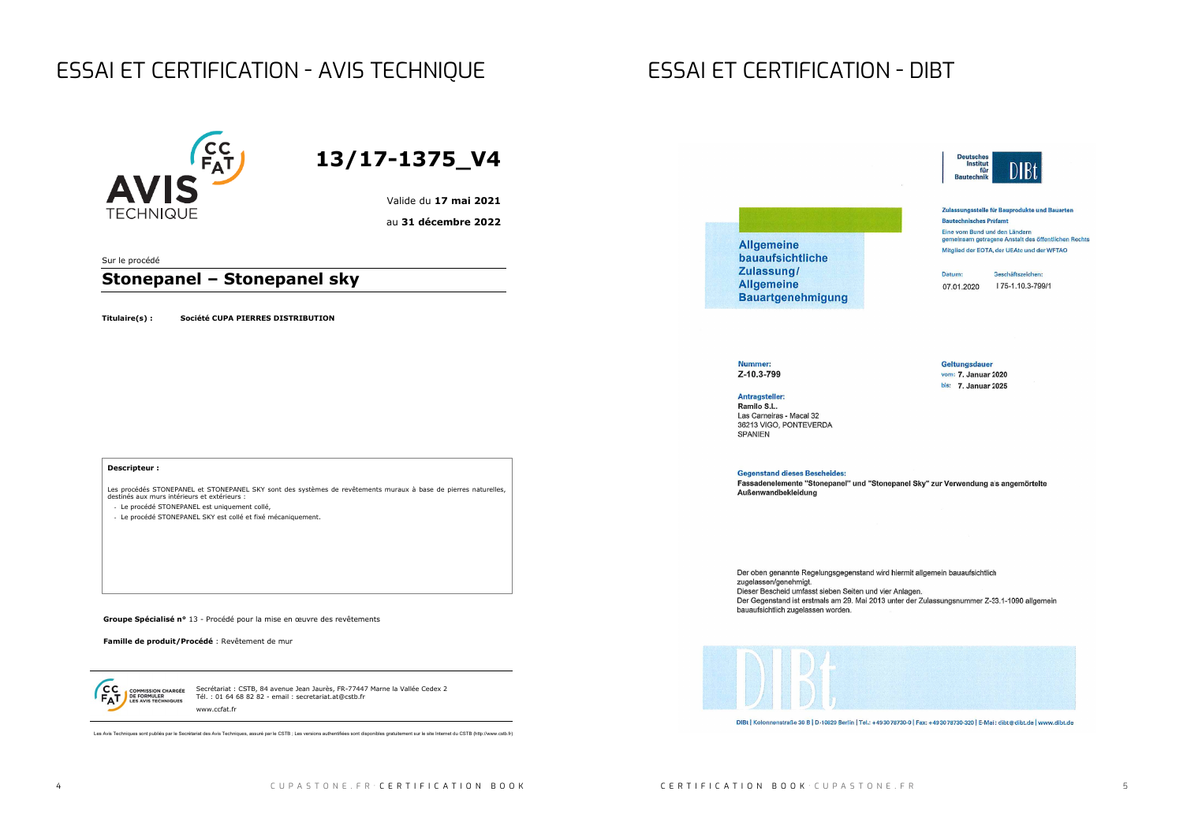# ESSAI ET CERTIFICATION - AVIS TECHNIQUE

AVIS TECHNIQUE

CC FAT

## 13/17-1375_V4

Valide du **17 mai 2021**

au **31 décembre 2022**

Sur le procédé

## Stonepanel – Stonepanel sky

**Titulaire(s) :** **Société CUPA PIERRES DISTRIBUTION**

**Descripteur :**

Les procédés STONEPANEL et STONEPANEL SKY sont des systèmes de revêtements muraux à base de pierres naturelles, destinés aux murs intérieurs et extérieurs :

- Le procédé STONEPANEL est uniquement collé,
- Le procédé STONEPANEL SKY est collé et fixé mécaniquement.

**Groupe Spécialisé n°** 13 - Procédé pour la mise en œuvre des revêtements

**Famille de produit/Procédé** : Revêtement de mur

CC FAT COMMISSION CHARGÉE DE FORMULER LES AVIS TECHNIQUES

Secrétariat : CSTB, 84 avenue Jean Jaurès, FR-77447 Marne la Vallée Cedex 2
Tél. : 01 64 68 82 82 - email : secretariat.at@cstb.fr

www.ccfat.fr

Les Avis Techniques sont publiés par le Secrétariat des Avis Techniques, assuré par le CSTB ; Les versions authentifiées sont disponibles gratuitement sur le site Internet du CSTB (http://www.cstb.fr)

# ESSAI ET CERTIFICATION - DIBT

Deutsches Institut für Bautechnik DIBt

**Allgemeine bauaufsichtliche Zulassung/ Allgemeine Bauartgenehmigung**

**Zulassungsstelle für Bauprodukte und Bauarten**

**Bautechnisches Prüfamt**

Eine vom Bund und den Ländern gemeinsam getragene Anstalt des öffentlichen Rechts

Mitglied der EOTA, der UEAtc und der WFTAO

Datum: 07.01.2020

Geschäftszeichen: I 75-1.10.3-799/1

**Nummer:**
**Z-10.3-799**

**Geltungsdauer**
vom: **7. Januar 2020**
bis: **7. Januar 2025**

**Antragsteller:**
**Ramilo S.L.**
Las Carneiras - Macal 32
36213 VIGO, PONTEVERDA
SPANIEN

**Gegenstand dieses Bescheides:**
**Fassadenelemente "Stonepanel" und "Stonepanel Sky" zur Verwendung als angemörtelte Außenwandbekleidung**

Der oben genannte Regelungsgegenstand wird hiermit allgemein bauaufsichtlich zugelassen/genehmigt.
Dieser Bescheid umfasst sieben Seiten und vier Anlagen.
Der Gegenstand ist erstmals am 29. Mai 2013 unter der Zulassungsnummer Z-33.1-1090 allgemein bauaufsichtlich zugelassen worden.

DIBt

DIBt | Kolonnenstraße 30 B | D-10829 Berlin | Tel.: +49 30 78730-0 | Fax: +49 30 78730-320 | E-Mail: dibt@dibt.de | www.dibt.de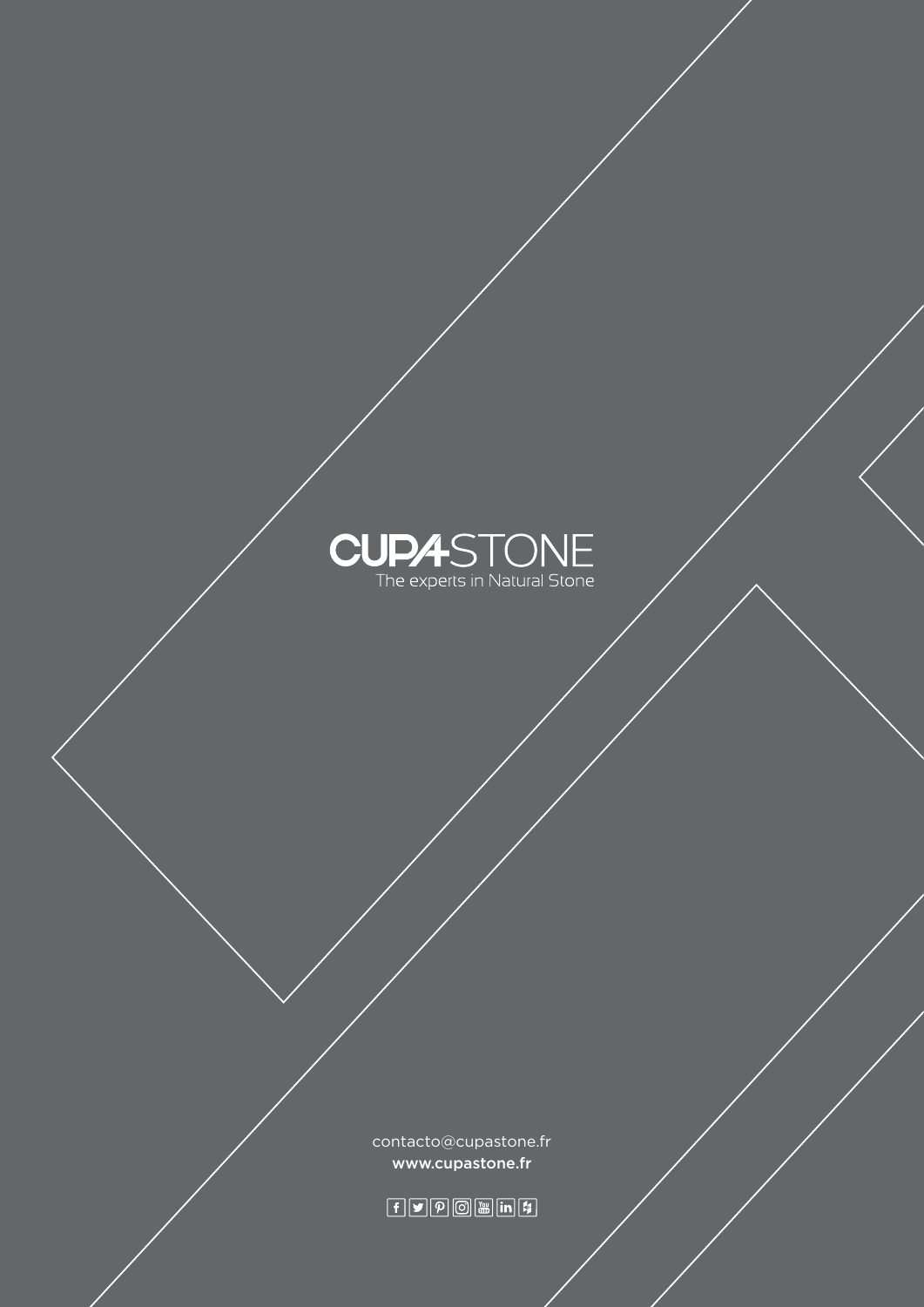CUPA STONE

The experts in Natural Stone

contacto@cupastone.fr

**www.cupastone.fr**